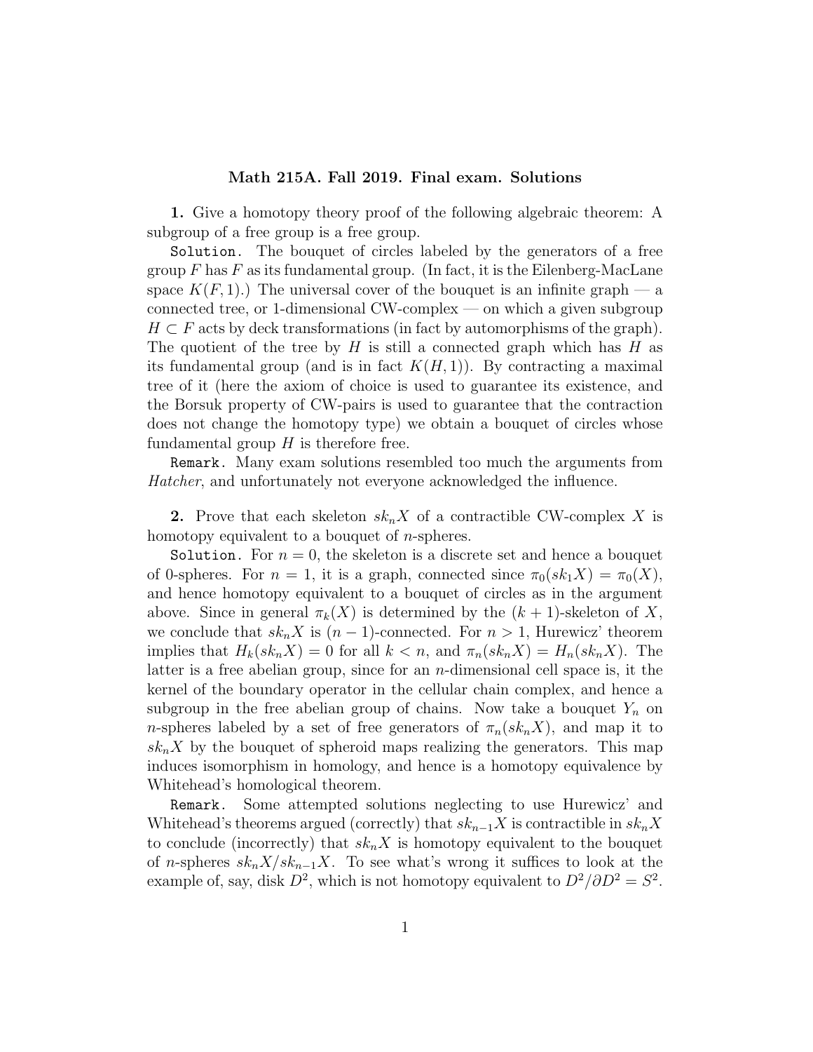**Math 215A. Fall 2019. Final exam. Solutions**

**1.** Give a homotopy theory proof of the following algebraic theorem: A subgroup of a free group is a free group.

`Solution.` The bouquet of circles labeled by the generators of a free group $F$ has $F$ as its fundamental group. (In fact, it is the Eilenberg-MacLane space $K(F, 1)$.) The universal cover of the bouquet is an infinite graph — a connected tree, or 1-dimensional CW-complex — on which a given subgroup $H \subset F$ acts by deck transformations (in fact by automorphisms of the graph). The quotient of the tree by $H$ is still a connected graph which has $H$ as its fundamental group (and is in fact $K(H, 1)$). By contracting a maximal tree of it (here the axiom of choice is used to guarantee its existence, and the Borsuk property of CW-pairs is used to guarantee that the contraction does not change the homotopy type) we obtain a bouquet of circles whose fundamental group $H$ is therefore free.

`Remark.` Many exam solutions resembled too much the arguments from *Hatcher*, and unfortunately not everyone acknowledged the influence.

**2.** Prove that each skeleton $sk_n X$ of a contractible CW-complex $X$ is homotopy equivalent to a bouquet of $n$-spheres.

`Solution.` For $n = 0$, the skeleton is a discrete set and hence a bouquet of 0-spheres. For $n = 1$, it is a graph, connected since $\pi_0(sk_1 X) = \pi_0(X)$, and hence homotopy equivalent to a bouquet of circles as in the argument above. Since in general $\pi_k(X)$ is determined by the $(k+1)$-skeleton of $X$, we conclude that $sk_n X$ is $(n-1)$-connected. For $n > 1$, Hurewicz' theorem implies that $H_k(sk_n X) = 0$ for all $k < n$, and $\pi_n(sk_n X) = H_n(sk_n X)$. The latter is a free abelian group, since for an $n$-dimensional cell space is, it the kernel of the boundary operator in the cellular chain complex, and hence a subgroup in the free abelian group of chains. Now take a bouquet $Y_n$ on $n$-spheres labeled by a set of free generators of $\pi_n(sk_n X)$, and map it to $sk_n X$ by the bouquet of spheroid maps realizing the generators. This map induces isomorphism in homology, and hence is a homotopy equivalence by Whitehead's homological theorem.

`Remark.` Some attempted solutions neglecting to use Hurewicz' and Whitehead's theorems argued (correctly) that $sk_{n-1} X$ is contractible in $sk_n X$ to conclude (incorrectly) that $sk_n X$ is homotopy equivalent to the bouquet of $n$-spheres $sk_n X / sk_{n-1} X$. To see what's wrong it suffices to look at the example of, say, disk $D^2$, which is not homotopy equivalent to $D^2 / \partial D^2 = S^2$.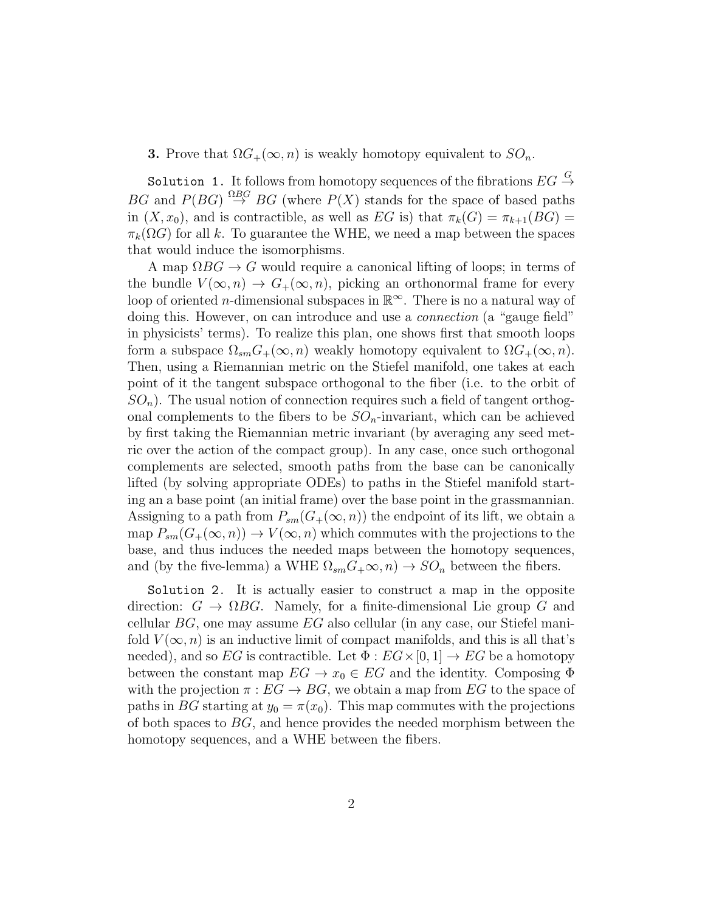**3.** Prove that $\Omega G_+(\infty, n)$ is weakly homotopy equivalent to $SO_n$.

`Solution 1.` It follows from homotopy sequences of the fibrations $EG \stackrel{G}{\to} BG$ and $P(BG) \stackrel{\Omega BG}{\to} BG$ (where $P(X)$ stands for the space of based paths in $(X, x_0)$, and is contractible, as well as $EG$ is) that $\pi_k(G) = \pi_{k+1}(BG) = \pi_k(\Omega G)$ for all $k$. To guarantee the WHE, we need a map between the spaces that would induce the isomorphisms.

A map $\Omega BG \to G$ would require a canonical lifting of loops; in terms of the bundle $V(\infty, n) \to G_+(\infty, n)$, picking an orthonormal frame for every loop of oriented $n$-dimensional subspaces in $\mathbb{R}^\infty$. There is no a natural way of doing this. However, on can introduce and use a *connection* (a "gauge field" in physicists' terms). To realize this plan, one shows first that smooth loops form a subspace $\Omega_{sm} G_+(\infty, n)$ weakly homotopy equivalent to $\Omega G_+(\infty, n)$. Then, using a Riemannian metric on the Stiefel manifold, one takes at each point of it the tangent subspace orthogonal to the fiber (i.e. to the orbit of $SO_n$). The usual notion of connection requires such a field of tangent orthogonal complements to the fibers to be $SO_n$-invariant, which can be achieved by first taking the Riemannian metric invariant (by averaging any seed metric over the action of the compact group). In any case, once such orthogonal complements are selected, smooth paths from the base can be canonically lifted (by solving appropriate ODEs) to paths in the Stiefel manifold starting an a base point (an initial frame) over the base point in the grassmannian. Assigning to a path from $P_{sm}(G_+(\infty, n))$ the endpoint of its lift, we obtain a map $P_{sm}(G_+(\infty, n)) \to V(\infty, n)$ which commutes with the projections to the base, and thus induces the needed maps between the homotopy sequences, and (by the five-lemma) a WHE $\Omega_{sm} G_+ \infty, n) \to SO_n$ between the fibers.

`Solution 2.` It is actually easier to construct a map in the opposite direction: $G \to \Omega BG$. Namely, for a finite-dimensional Lie group $G$ and cellular $BG$, one may assume $EG$ also cellular (in any case, our Stiefel manifold $V(\infty, n)$ is an inductive limit of compact manifolds, and this is all that's needed), and so $EG$ is contractible. Let $\Phi : EG \times [0, 1] \to EG$ be a homotopy between the constant map $EG \to x_0 \in EG$ and the identity. Composing $\Phi$ with the projection $\pi : EG \to BG$, we obtain a map from $EG$ to the space of paths in $BG$ starting at $y_0 = \pi(x_0)$. This map commutes with the projections of both spaces to $BG$, and hence provides the needed morphism between the homotopy sequences, and a WHE between the fibers.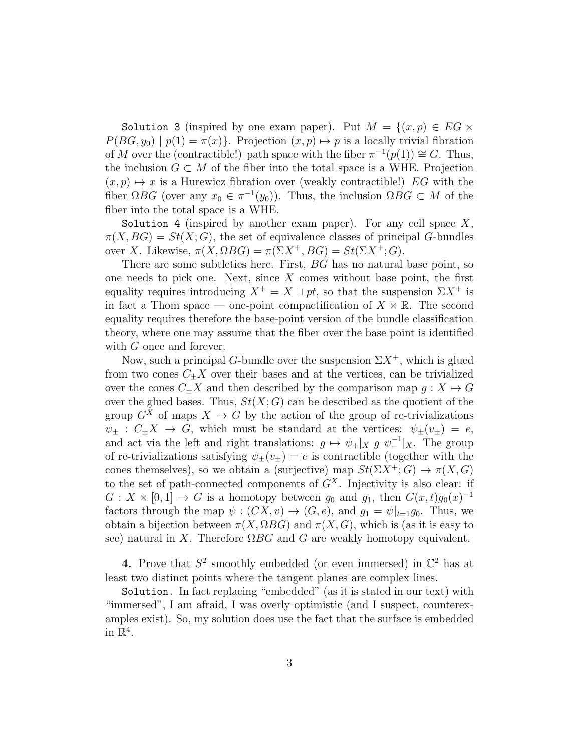`Solution 3` (inspired by one exam paper). Put $M = \{(x,p) \in EG \times P(BG, y_0) \mid p(1) = \pi(x)\}$. Projection $(x,p) \mapsto p$ is a locally trivial fibration of $M$ over the (contractible!) path space with the fiber $\pi^{-1}(p(1)) \cong G$. Thus, the inclusion $G \subset M$ of the fiber into the total space is a WHE. Projection $(x,p) \mapsto x$ is a Hurewicz fibration over (weakly contractible!) $EG$ with the fiber $\Omega BG$ (over any $x_0 \in \pi^{-1}(y_0)$). Thus, the inclusion $\Omega BG \subset M$ of the fiber into the total space is a WHE.

`Solution 4` (inspired by another exam paper). For any cell space $X$, $\pi(X, BG) = St(X; G)$, the set of equivalence classes of principal $G$-bundles over $X$. Likewise, $\pi(X, \Omega BG) = \pi(\Sigma X^+, BG) = St(\Sigma X^+; G)$.

There are some subtleties here. First, $BG$ has no natural base point, so one needs to pick one. Next, since $X$ comes without base point, the first equality requires introducing $X^+ = X \sqcup pt$, so that the suspension $\Sigma X^+$ is in fact a Thom space — one-point compactification of $X \times \mathbb{R}$. The second equality requires therefore the base-point version of the bundle classification theory, where one may assume that the fiber over the base point is identified with $G$ once and forever.

Now, such a principal $G$-bundle over the suspension $\Sigma X^+$, which is glued from two cones $C_\pm X$ over their bases and at the vertices, can be trivialized over the cones $C_\pm X$ and then described by the comparison map $g : X \mapsto G$ over the glued bases. Thus, $St(X; G)$ can be described as the quotient of the group $G^X$ of maps $X \to G$ by the action of the group of re-trivializations $\psi_\pm : C_\pm X \to G$, which must be standard at the vertices: $\psi_\pm(v_\pm) = e$, and act via the left and right translations: $g \mapsto \psi_+|_X \; g \; \psi_-^{-1}|_X$. The group of re-trivializations satisfying $\psi_\pm(v_\pm) = e$ is contractible (together with the cones themselves), so we obtain a (surjective) map $St(\Sigma X^+; G) \to \pi(X, G)$ to the set of path-connected components of $G^X$. Injectivity is also clear: if $G : X \times [0,1] \to G$ is a homotopy between $g_0$ and $g_1$, then $G(x,t) g_0(x)^{-1}$ factors through the map $\psi : (CX, v) \to (G, e)$, and $g_1 = \psi|_{t=1} g_0$. Thus, we obtain a bijection between $\pi(X, \Omega BG)$ and $\pi(X, G)$, which is (as it is easy to see) natural in $X$. Therefore $\Omega BG$ and $G$ are weakly homotopy equivalent.

**4.** Prove that $S^2$ smoothly embedded (or even immersed) in $\mathbb{C}^2$ has at least two distinct points where the tangent planes are complex lines.

`Solution.` In fact replacing "embedded" (as it is stated in our text) with "immersed", I am afraid, I was overly optimistic (and I suspect, counterexamples exist). So, my solution does use the fact that the surface is embedded in $\mathbb{R}^4$.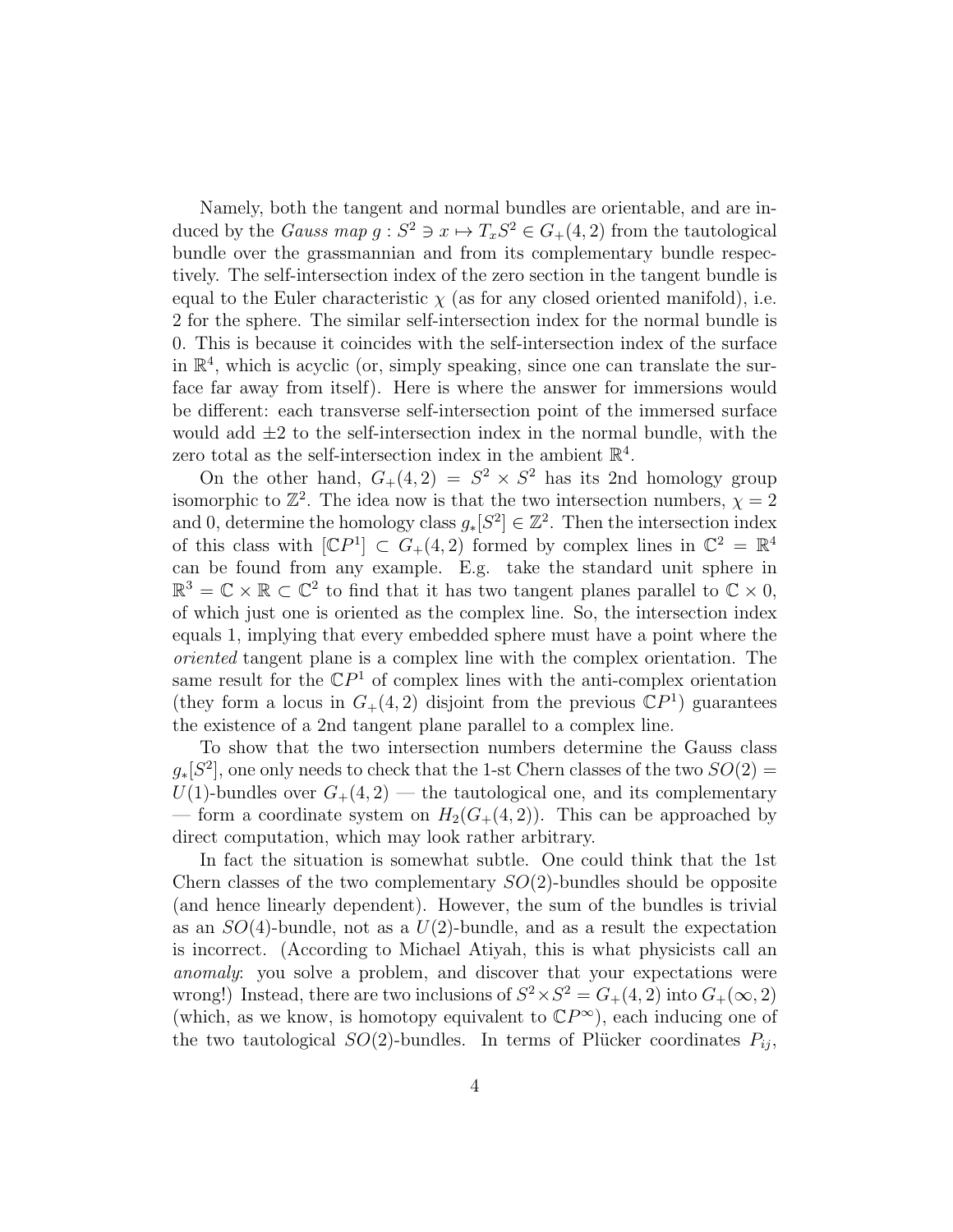Namely, both the tangent and normal bundles are orientable, and are induced by the *Gauss map* $g : S^2 \ni x \mapsto T_x S^2 \in G_+(4,2)$ from the tautological bundle over the grassmannian and from its complementary bundle respectively. The self-intersection index of the zero section in the tangent bundle is equal to the Euler characteristic $\chi$ (as for any closed oriented manifold), i.e. 2 for the sphere. The similar self-intersection index for the normal bundle is 0. This is because it coincides with the self-intersection index of the surface in $\mathbb{R}^4$, which is acyclic (or, simply speaking, since one can translate the surface far away from itself). Here is where the answer for immersions would be different: each transverse self-intersection point of the immersed surface would add $\pm 2$ to the self-intersection index in the normal bundle, with the zero total as the self-intersection index in the ambient $\mathbb{R}^4$.

On the other hand, $G_+(4,2) = S^2 \times S^2$ has its 2nd homology group isomorphic to $\mathbb{Z}^2$. The idea now is that the two intersection numbers, $\chi = 2$ and 0, determine the homology class $g_*[S^2] \in \mathbb{Z}^2$. Then the intersection index of this class with $[\mathbb{C}P^1] \subset G_+(4,2)$ formed by complex lines in $\mathbb{C}^2 = \mathbb{R}^4$ can be found from any example. E.g. take the standard unit sphere in $\mathbb{R}^3 = \mathbb{C} \times \mathbb{R} \subset \mathbb{C}^2$ to find that it has two tangent planes parallel to $\mathbb{C} \times 0$, of which just one is oriented as the complex line. So, the intersection index equals 1, implying that every embedded sphere must have a point where the *oriented* tangent plane is a complex line with the complex orientation. The same result for the $\mathbb{C}P^1$ of complex lines with the anti-complex orientation (they form a locus in $G_+(4,2)$ disjoint from the previous $\mathbb{C}P^1$) guarantees the existence of a 2nd tangent plane parallel to a complex line.

To show that the two intersection numbers determine the Gauss class $g_*[S^2]$, one only needs to check that the 1-st Chern classes of the two $SO(2) = U(1)$-bundles over $G_+(4,2)$ — the tautological one, and its complementary — form a coordinate system on $H_2(G_+(4,2))$. This can be approached by direct computation, which may look rather arbitrary.

In fact the situation is somewhat subtle. One could think that the 1st Chern classes of the two complementary $SO(2)$-bundles should be opposite (and hence linearly dependent). However, the sum of the bundles is trivial as an $SO(4)$-bundle, not as a $U(2)$-bundle, and as a result the expectation is incorrect. (According to Michael Atiyah, this is what physicists call an *anomaly*: you solve a problem, and discover that your expectations were wrong!) Instead, there are two inclusions of $S^2 \times S^2 = G_+(4,2)$ into $G_+(\infty,2)$ (which, as we know, is homotopy equivalent to $\mathbb{C}P^\infty$), each inducing one of the two tautological $SO(2)$-bundles. In terms of Plücker coordinates $P_{ij}$,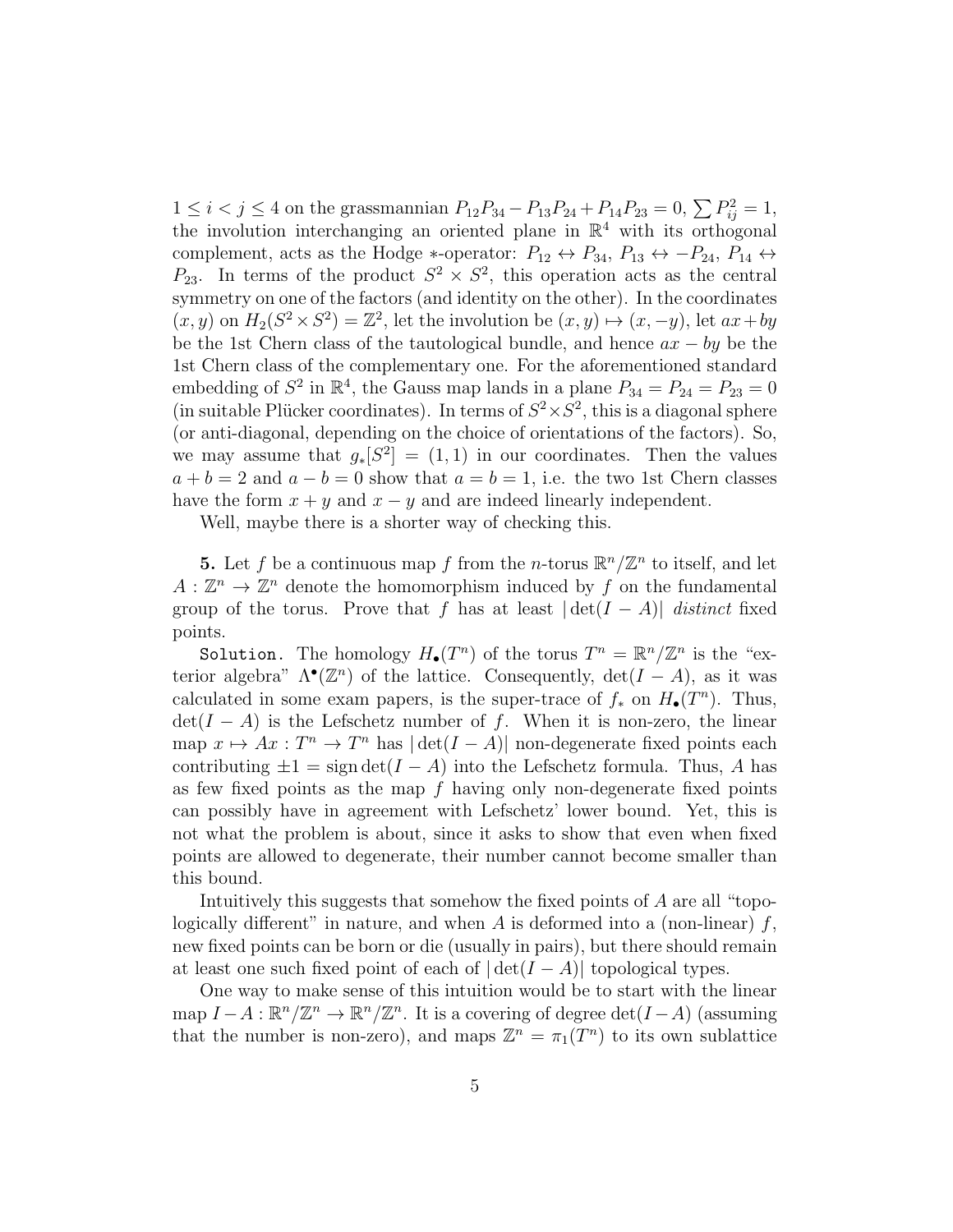$1 \leq i < j \leq 4$ on the grassmannian $P_{12}P_{34} - P_{13}P_{24} + P_{14}P_{23} = 0$, $\sum P_{ij}^2 = 1$, the involution interchanging an oriented plane in $\mathbb{R}^4$ with its orthogonal complement, acts as the Hodge $*$-operator: $P_{12} \leftrightarrow P_{34}$, $P_{13} \leftrightarrow -P_{24}$, $P_{14} \leftrightarrow P_{23}$. In terms of the product $S^2 \times S^2$, this operation acts as the central symmetry on one of the factors (and identity on the other). In the coordinates $(x, y)$ on $H_2(S^2 \times S^2) = \mathbb{Z}^2$, let the involution be $(x, y) \mapsto (x, -y)$, let $ax + by$ be the 1st Chern class of the tautological bundle, and hence $ax - by$ be the 1st Chern class of the complementary one. For the aforementioned standard embedding of $S^2$ in $\mathbb{R}^4$, the Gauss map lands in a plane $P_{34} = P_{24} = P_{23} = 0$ (in suitable Plücker coordinates). In terms of $S^2 \times S^2$, this is a diagonal sphere (or anti-diagonal, depending on the choice of orientations of the factors). So, we may assume that $g_*[S^2] = (1, 1)$ in our coordinates. Then the values $a + b = 2$ and $a - b = 0$ show that $a = b = 1$, i.e. the two 1st Chern classes have the form $x + y$ and $x - y$ and are indeed linearly independent.

Well, maybe there is a shorter way of checking this.

**5.** Let $f$ be a continuous map $f$ from the $n$-torus $\mathbb{R}^n/\mathbb{Z}^n$ to itself, and let $A : \mathbb{Z}^n \to \mathbb{Z}^n$ denote the homomorphism induced by $f$ on the fundamental group of the torus. Prove that $f$ has at least $|\det(I - A)|$ *distinct* fixed points.

`Solution.` The homology $H_\bullet(T^n)$ of the torus $T^n = \mathbb{R}^n/\mathbb{Z}^n$ is the "exterior algebra" $\Lambda^\bullet(\mathbb{Z}^n)$ of the lattice. Consequently, $\det(I - A)$, as it was calculated in some exam papers, is the super-trace of $f_*$ on $H_\bullet(T^n)$. Thus, $\det(I - A)$ is the Lefschetz number of $f$. When it is non-zero, the linear map $x \mapsto Ax : T^n \to T^n$ has $|\det(I - A)|$ non-degenerate fixed points each contributing $\pm 1 = \operatorname{sign} \det(I - A)$ into the Lefschetz formula. Thus, $A$ has as few fixed points as the map $f$ having only non-degenerate fixed points can possibly have in agreement with Lefschetz' lower bound. Yet, this is not what the problem is about, since it asks to show that even when fixed points are allowed to degenerate, their number cannot become smaller than this bound.

Intuitively this suggests that somehow the fixed points of $A$ are all "topologically different" in nature, and when $A$ is deformed into a (non-linear) $f$, new fixed points can be born or die (usually in pairs), but there should remain at least one such fixed point of each of $|\det(I - A)|$ topological types.

One way to make sense of this intuition would be to start with the linear map $I - A : \mathbb{R}^n/\mathbb{Z}^n \to \mathbb{R}^n/\mathbb{Z}^n$. It is a covering of degree $\det(I - A)$ (assuming that the number is non-zero), and maps $\mathbb{Z}^n = \pi_1(T^n)$ to its own sublattice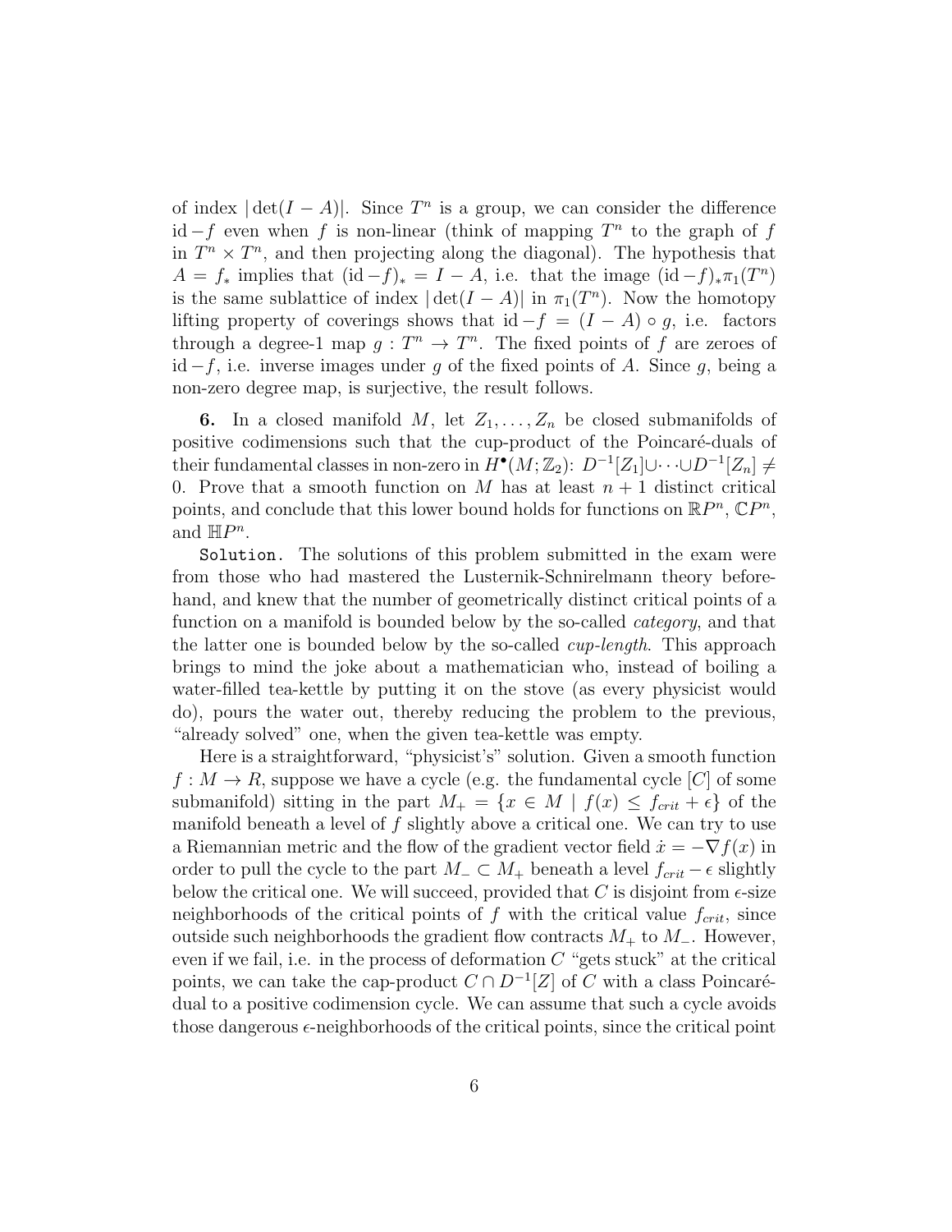of index $|\det(I-A)|$. Since $T^n$ is a group, we can consider the difference $\mathrm{id}-f$ even when $f$ is non-linear (think of mapping $T^n$ to the graph of $f$ in $T^n \times T^n$, and then projecting along the diagonal). The hypothesis that $A = f_*$ implies that $(\mathrm{id}-f)_* = I - A$, i.e. that the image $(\mathrm{id}-f)_*\pi_1(T^n)$ is the same sublattice of index $|\det(I-A)|$ in $\pi_1(T^n)$. Now the homotopy lifting property of coverings shows that $\mathrm{id}-f = (I-A)\circ g$, i.e. factors through a degree-1 map $g : T^n \to T^n$. The fixed points of $f$ are zeroes of $\mathrm{id}-f$, i.e. inverse images under $g$ of the fixed points of $A$. Since $g$, being a non-zero degree map, is surjective, the result follows.

**6.** In a closed manifold $M$, let $Z_1, \dots, Z_n$ be closed submanifolds of positive codimensions such that the cup-product of the Poincaré-duals of their fundamental classes in non-zero in $H^\bullet(M;\mathbb{Z}_2)$: $D^{-1}[Z_1]\cup\cdots\cup D^{-1}[Z_n] \neq 0$. Prove that a smooth function on $M$ has at least $n+1$ distinct critical points, and conclude that this lower bound holds for functions on $\mathbb{R}P^n$, $\mathbb{C}P^n$, and $\mathbb{H}P^n$.

`Solution.` The solutions of this problem submitted in the exam were from those who had mastered the Lusternik-Schnirelmann theory beforehand, and knew that the number of geometrically distinct critical points of a function on a manifold is bounded below by the so-called *category*, and that the latter one is bounded below by the so-called *cup-length*. This approach brings to mind the joke about a mathematician who, instead of boiling a water-filled tea-kettle by putting it on the stove (as every physicist would do), pours the water out, thereby reducing the problem to the previous, "already solved" one, when the given tea-kettle was empty.

Here is a straightforward, "physicist's" solution. Given a smooth function $f : M \to R$, suppose we have a cycle (e.g. the fundamental cycle $[C]$ of some submanifold) sitting in the part $M_+ = \{x \in M \mid f(x) \leq f_{crit} + \epsilon\}$ of the manifold beneath a level of $f$ slightly above a critical one. We can try to use a Riemannian metric and the flow of the gradient vector field $\dot{x} = -\nabla f(x)$ in order to pull the cycle to the part $M_- \subset M_+$ beneath a level $f_{crit} - \epsilon$ slightly below the critical one. We will succeed, provided that $C$ is disjoint from $\epsilon$-size neighborhoods of the critical points of $f$ with the critical value $f_{crit}$, since outside such neighborhoods the gradient flow contracts $M_+$ to $M_-$. However, even if we fail, i.e. in the process of deformation $C$ "gets stuck" at the critical points, we can take the cap-product $C \cap D^{-1}[Z]$ of $C$ with a class Poincaré-dual to a positive codimension cycle. We can assume that such a cycle avoids those dangerous $\epsilon$-neighborhoods of the critical points, since the critical point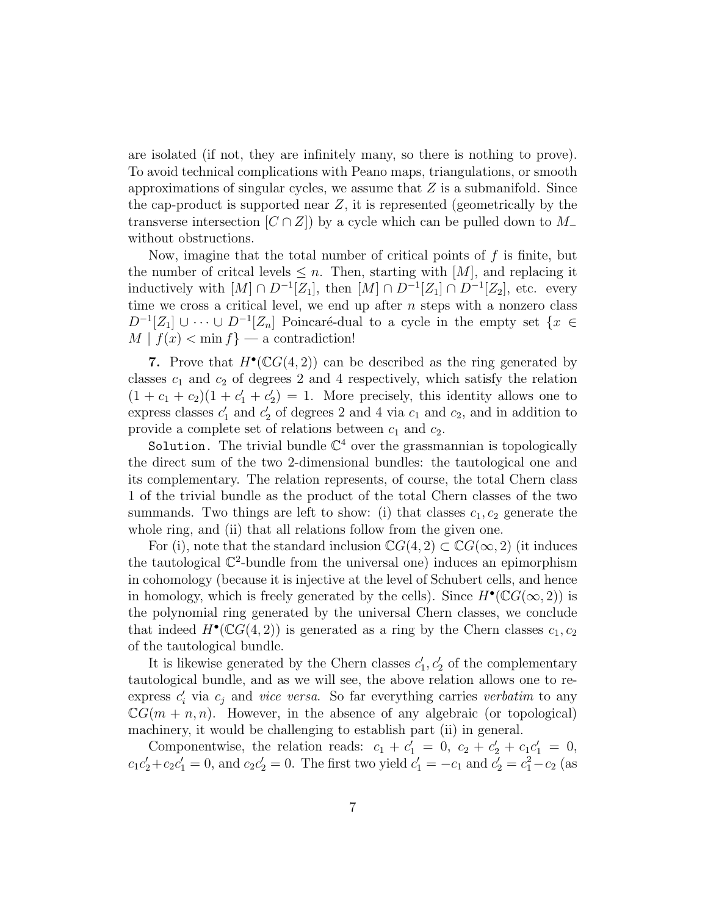are isolated (if not, they are infinitely many, so there is nothing to prove). To avoid technical complications with Peano maps, triangulations, or smooth approximations of singular cycles, we assume that $Z$ is a submanifold. Since the cap-product is supported near $Z$, it is represented (geometrically by the transverse intersection $[C \cap Z]$) by a cycle which can be pulled down to $M_-$ without obstructions.

Now, imagine that the total number of critical points of $f$ is finite, but the number of critcal levels $\leq n$. Then, starting with $[M]$, and replacing it inductively with $[M] \cap D^{-1}[Z_1]$, then $[M] \cap D^{-1}[Z_1] \cap D^{-1}[Z_2]$, etc. every time we cross a critical level, we end up after $n$ steps with a nonzero class $D^{-1}[Z_1] \cup \cdots \cup D^{-1}[Z_n]$ Poincaré-dual to a cycle in the empty set $\{x \in M \mid f(x) < \min f\}$ — a contradiction!

**7.** Prove that $H^\bullet(\mathbb{C}G(4,2))$ can be described as the ring generated by classes $c_1$ and $c_2$ of degrees 2 and 4 respectively, which satisfy the relation $(1 + c_1 + c_2)(1 + c_1' + c_2') = 1$. More precisely, this identity allows one to express classes $c_1'$ and $c_2'$ of degrees 2 and 4 via $c_1$ and $c_2$, and in addition to provide a complete set of relations between $c_1$ and $c_2$.

`Solution.` The trivial bundle $\mathbb{C}^4$ over the grassmannian is topologically the direct sum of the two 2-dimensional bundles: the tautological one and its complementary. The relation represents, of course, the total Chern class 1 of the trivial bundle as the product of the total Chern classes of the two summands. Two things are left to show: (i) that classes $c_1, c_2$ generate the whole ring, and (ii) that all relations follow from the given one.

For (i), note that the standard inclusion $\mathbb{C}G(4,2) \subset \mathbb{C}G(\infty, 2)$ (it induces the tautological $\mathbb{C}^2$-bundle from the universal one) induces an epimorphism in cohomology (because it is injective at the level of Schubert cells, and hence in homology, which is freely generated by the cells). Since $H^\bullet(\mathbb{C}G(\infty,2))$ is the polynomial ring generated by the universal Chern classes, we conclude that indeed $H^\bullet(\mathbb{C}G(4,2))$ is generated as a ring by the Chern classes $c_1, c_2$ of the tautological bundle.

It is likewise generated by the Chern classes $c_1', c_2'$ of the complementary tautological bundle, and as we will see, the above relation allows one to re-express $c_i'$ via $c_j$ and *vice versa*. So far everything carries *verbatim* to any $\mathbb{C}G(m+n, n)$. However, in the absence of any algebraic (or topological) machinery, it would be challenging to establish part (ii) in general.

Componentwise, the relation reads: $c_1 + c_1' = 0$, $c_2 + c_2' + c_1 c_1' = 0$, $c_1 c_2' + c_2 c_1' = 0$, and $c_2 c_2' = 0$. The first two yield $c_1' = -c_1$ and $c_2' = c_1^2 - c_2$ (as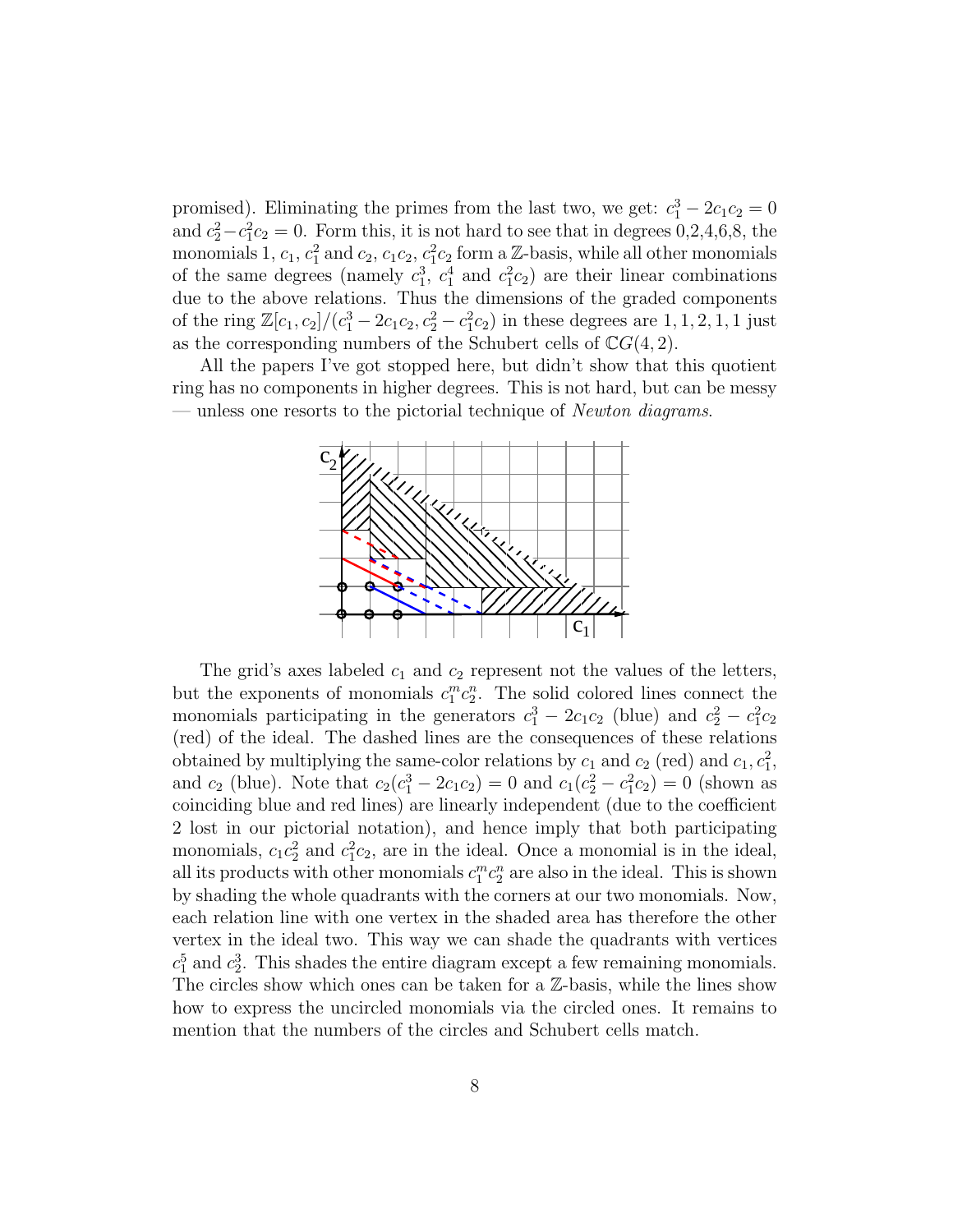promised). Eliminating the primes from the last two, we get: $c_1^3 - 2c_1c_2 = 0$ and $c_2^2 - c_1^2c_2 = 0$. Form this, it is not hard to see that in degrees 0,2,4,6,8, the monomials $1$, $c_1$, $c_1^2$ and $c_2$, $c_1c_2$, $c_1^2c_2$ form a $\mathbb{Z}$-basis, while all other monomials of the same degrees (namely $c_1^3$, $c_1^4$ and $c_1^2c_2$) are their linear combinations due to the above relations. Thus the dimensions of the graded components of the ring $\mathbb{Z}[c_1, c_2]/(c_1^3 - 2c_1c_2, c_2^2 - c_1^2c_2)$ in these degrees are $1, 1, 2, 1, 1$ just as the corresponding numbers of the Schubert cells of $\mathbb{C}G(4, 2)$.

All the papers I've got stopped here, but didn't show that this quotient ring has no components in higher degrees. This is not hard, but can be messy — unless one resorts to the pictorial technique of *Newton diagrams*.

$c_2$

$c_1$

The grid's axes labeled $c_1$ and $c_2$ represent not the values of the letters, but the exponents of monomials $c_1^m c_2^n$. The solid colored lines connect the monomials participating in the generators $c_1^3 - 2c_1c_2$ (blue) and $c_2^2 - c_1^2c_2$ (red) of the ideal. The dashed lines are the consequences of these relations obtained by multiplying the same-color relations by $c_1$ and $c_2$ (red) and $c_1, c_1^2$, and $c_2$ (blue). Note that $c_2(c_1^3 - 2c_1c_2) = 0$ and $c_1(c_2^2 - c_1^2c_2) = 0$ (shown as coinciding blue and red lines) are linearly independent (due to the coefficient 2 lost in our pictorial notation), and hence imply that both participating monomials, $c_1c_2^2$ and $c_1^2c_2$, are in the ideal. Once a monomial is in the ideal, all its products with other monomials $c_1^m c_2^n$ are also in the ideal. This is shown by shading the whole quadrants with the corners at our two monomials. Now, each relation line with one vertex in the shaded area has therefore the other vertex in the ideal two. This way we can shade the quadrants with vertices $c_1^5$ and $c_2^3$. This shades the entire diagram except a few remaining monomials. The circles show which ones can be taken for a $\mathbb{Z}$-basis, while the lines show how to express the uncircled monomials via the circled ones. It remains to mention that the numbers of the circles and Schubert cells match.